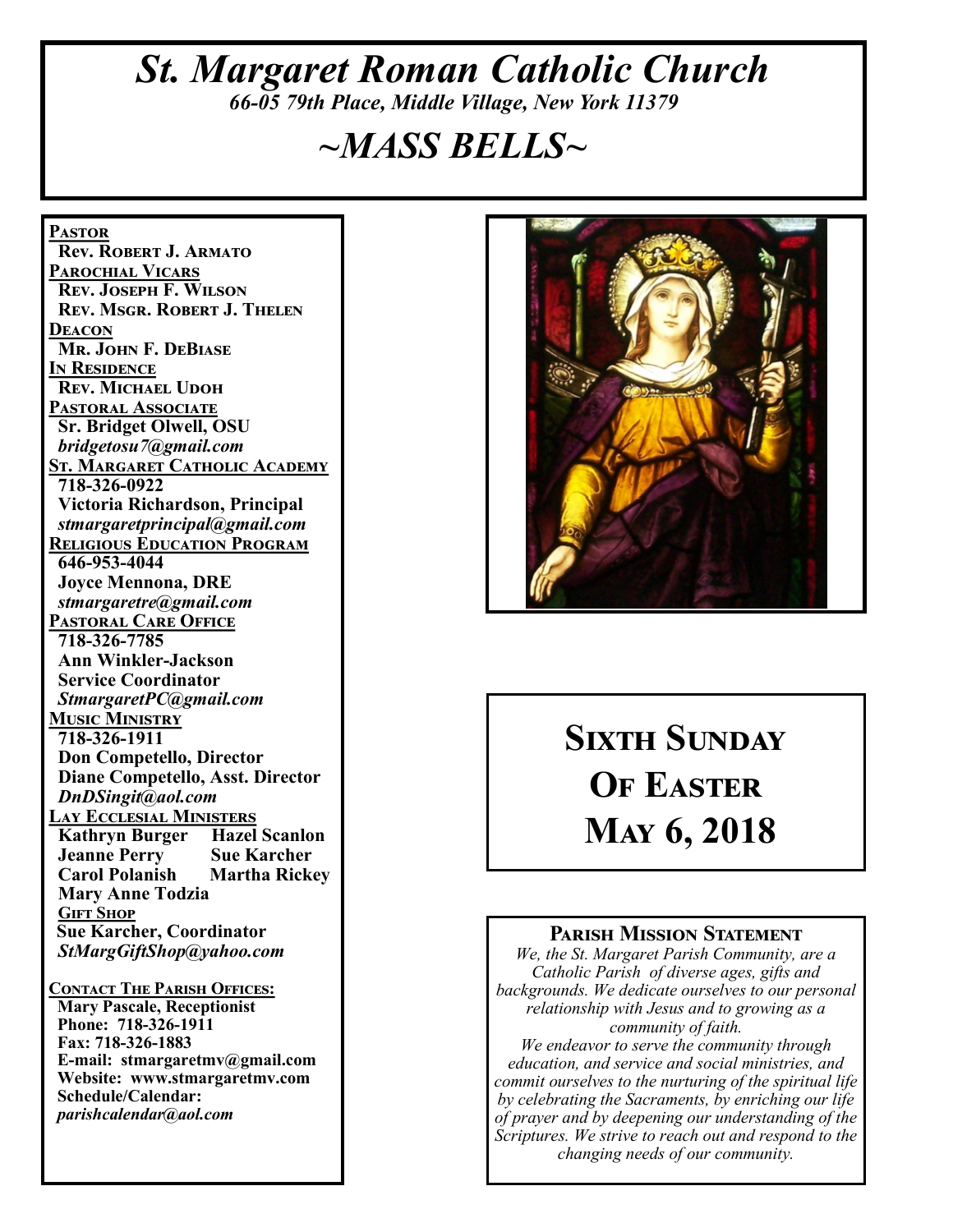# *St. Margaret Roman Catholic Church*

*66-05 79th Place, Middle Village, New York 11379*

# *~MASS BELLS~*

**PASTOR**
**Rev. Robert J. Armato**

**PAROCHIAL VICARS**
**Rev. Joseph F. Wilson**
**Rev. Msgr. Robert J. Thelen**

**DEACON**
**Mr. John F. DeBiase**

**IN RESIDENCE**
**Rev. Michael Udoh**

**PASTORAL ASSOCIATE**
**Sr. Bridget Olwell, OSU**
***bridgetosu7@gmail.com***

**ST. MARGARET CATHOLIC ACADEMY**
**718-326-0922**
**Victoria Richardson, Principal**
***stmargaretprincipal@gmail.com***

**RELIGIOUS EDUCATION PROGRAM**
**646-953-4044**
**Joyce Mennona, DRE**
***stmargaretre@gmail.com***

**PASTORAL CARE OFFICE**
**718-326-7785**
**Ann Winkler-Jackson**
**Service Coordinator**
***StmargaretPC@gmail.com***

**MUSIC MINISTRY**
**718-326-1911**
**Don Competello, Director**
**Diane Competello, Asst. Director**
***DnDSingit@aol.com***

**LAY ECCLESIAL MINISTERS**
**Kathryn Burger** **Hazel Scanlon**
**Jeanne Perry** **Sue Karcher**
**Carol Polanish** **Martha Rickey**
**Mary Anne Todzia**

**GIFT SHOP**
**Sue Karcher, Coordinator**
***StMargGiftShop@yahoo.com***

**CONTACT THE PARISH OFFICES:**
**Mary Pascale, Receptionist**
**Phone: 718-326-1911**
**Fax: 718-326-1883**
**E-mail: stmargaretmv@gmail.com**
**Website: www.stmargaretmv.com**
**Schedule/Calendar:**
***parishcalendar@aol.com***

## Sixth Sunday Of Easter May 6, 2018

### Parish Mission Statement

*We, the St. Margaret Parish Community, are a Catholic Parish of diverse ages, gifts and backgrounds. We dedicate ourselves to our personal relationship with Jesus and to growing as a community of faith.*
*We endeavor to serve the community through education, and service and social ministries, and commit ourselves to the nurturing of the spiritual life by celebrating the Sacraments, by enriching our life of prayer and by deepening our understanding of the Scriptures. We strive to reach out and respond to the changing needs of our community.*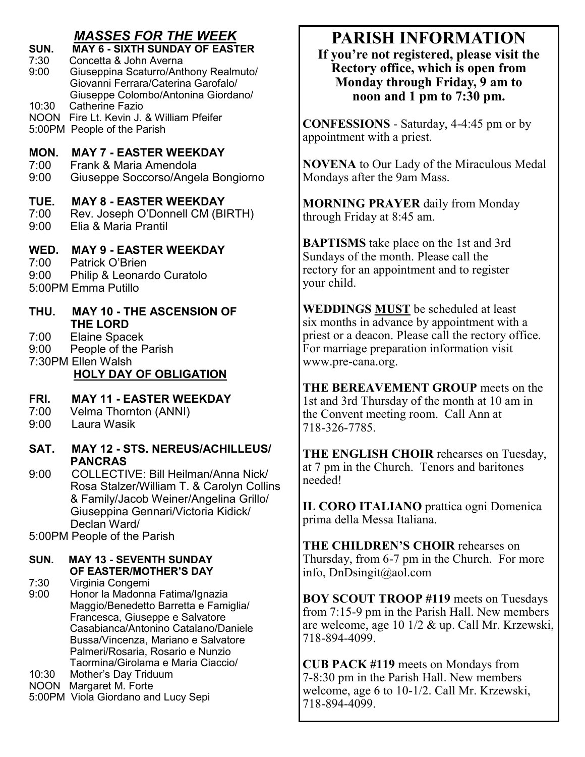# *MASSES FOR THE WEEK*

**SUN. MAY 6 - SIXTH SUNDAY OF EASTER**

7:30 Concetta & John Averna
9:00 Giuseppina Scaturro/Anthony Realmuto/ Giovanni Ferrara/Caterina Garofalo/ Giuseppe Colombo/Antonina Giordano/
10:30 Catherine Fazio
NOON Fire Lt. Kevin J. & William Pfeifer
5:00PM People of the Parish

**MON. MAY 7 - EASTER WEEKDAY**

7:00 Frank & Maria Amendola
9:00 Giuseppe Soccorso/Angela Bongiorno

**TUE. MAY 8 - EASTER WEEKDAY**

7:00 Rev. Joseph O'Donnell CM (BIRTH)
9:00 Elia & Maria Prantil

**WED. MAY 9 - EASTER WEEKDAY**

7:00 Patrick O'Brien
9:00 Philip & Leonardo Curatolo
5:00PM Emma Putillo

**THU. MAY 10 - THE ASCENSION OF THE LORD**

7:00 Elaine Spacek
9:00 People of the Parish
7:30PM Ellen Walsh

**HOLY DAY OF OBLIGATION**

**FRI. MAY 11 - EASTER WEEKDAY**

7:00 Velma Thornton (ANNI)
9:00 Laura Wasik

**SAT. MAY 12 - STS. NEREUS/ACHILLEUS/ PANCRAS**

9:00 COLLECTIVE: Bill Heilman/Anna Nick/ Rosa Stalzer/William T. & Carolyn Collins & Family/Jacob Weiner/Angelina Grillo/ Giuseppina Gennari/Victoria Kidick/ Declan Ward/
5:00PM People of the Parish

**SUN. MAY 13 - SEVENTH SUNDAY OF EASTER/MOTHER'S DAY**

7:30 Virginia Congemi
9:00 Honor la Madonna Fatima/Ignazia Maggio/Benedetto Barretta e Famiglia/ Francesca, Giuseppe e Salvatore Casabianca/Antonino Catalano/Daniele Bussa/Vincenza, Mariano e Salvatore Palmeri/Rosaria, Rosario e Nunzio Taormina/Girolama e Maria Ciaccio/
10:30 Mother's Day Triduum
NOON Margaret M. Forte
5:00PM Viola Giordano and Lucy Sepi

# PARISH INFORMATION

**If you're not registered, please visit the Rectory office, which is open from Monday through Friday, 9 am to noon and 1 pm to 7:30 pm.**

**CONFESSIONS** - Saturday, 4-4:45 pm or by appointment with a priest.

**NOVENA** to Our Lady of the Miraculous Medal Mondays after the 9am Mass.

**MORNING PRAYER** daily from Monday through Friday at 8:45 am.

**BAPTISMS** take place on the 1st and 3rd Sundays of the month. Please call the rectory for an appointment and to register your child.

**WEDDINGS MUST** be scheduled at least six months in advance by appointment with a priest or a deacon. Please call the rectory office. For marriage preparation information visit www.pre-cana.org.

**THE BEREAVEMENT GROUP** meets on the 1st and 3rd Thursday of the month at 10 am in the Convent meeting room. Call Ann at 718-326-7785.

**THE ENGLISH CHOIR** rehearses on Tuesday, at 7 pm in the Church. Tenors and baritones needed!

**IL CORO ITALIANO** prattica ogni Domenica prima della Messa Italiana.

**THE CHILDREN'S CHOIR** rehearses on Thursday, from 6-7 pm in the Church. For more info, DnDsingit@aol.com

**BOY SCOUT TROOP #119** meets on Tuesdays from 7:15-9 pm in the Parish Hall. New members are welcome, age 10 1/2 & up. Call Mr. Krzewski, 718-894-4099.

**CUB PACK #119** meets on Mondays from 7-8:30 pm in the Parish Hall. New members welcome, age 6 to 10-1/2. Call Mr. Krzewski, 718-894-4099.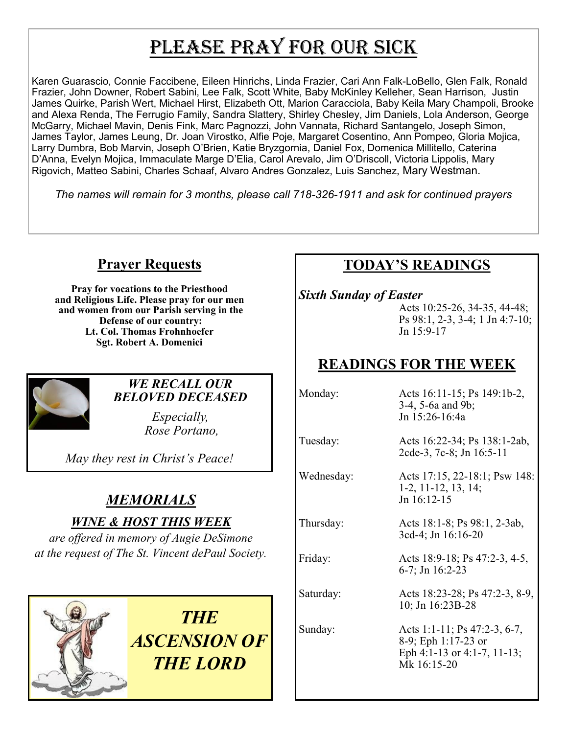# PLEASE PRAY FOR OUR SICK

Karen Guarascio, Connie Faccibene, Eileen Hinrichs, Linda Frazier, Cari Ann Falk-LoBello, Glen Falk, Ronald Frazier, John Downer, Robert Sabini, Lee Falk, Scott White, Baby McKinley Kelleher, Sean Harrison, Justin James Quirke, Parish Wert, Michael Hirst, Elizabeth Ott, Marion Caracciola, Baby Keila Mary Champoli, Brooke and Alexa Renda, The Ferrugio Family, Sandra Slattery, Shirley Chesley, Jim Daniels, Lola Anderson, George McGarry, Michael Mavin, Denis Fink, Marc Pagnozzi, John Vannata, Richard Santangelo, Joseph Simon, James Taylor, James Leung, Dr. Joan Virostko, Alfie Poje, Margaret Cosentino, Ann Pompeo, Gloria Mojica, Larry Dumbra, Bob Marvin, Joseph O'Brien, Katie Bryzgornia, Daniel Fox, Domenica Millitello, Caterina D'Anna, Evelyn Mojica, Immaculate Marge D'Elia, Carol Arevalo, Jim O'Driscoll, Victoria Lippolis, Mary Rigovich, Matteo Sabini, Charles Schaaf, Alvaro Andres Gonzalez, Luis Sanchez, Mary Westman.

*The names will remain for 3 months, please call 718-326-1911 and ask for continued prayers*

## Prayer Requests

**Pray for vocations to the Priesthood and Religious Life. Please pray for our men and women from our Parish serving in the Defense of our country:**
**Lt. Col. Thomas Frohnhoefer**
**Sgt. Robert A. Domenici**

***WE RECALL OUR BELOVED DECEASED***

*Especially,*
*Rose Portano,*

*May they rest in Christ's Peace!*

## *MEMORIALS*

### *WINE & HOST THIS WEEK*

*are offered in memory of Augie DeSimone at the request of The St. Vincent dePaul Society.*

***THE ASCENSION OF THE LORD***

## TODAY'S READINGS

***Sixth Sunday of Easter***
Acts 10:25-26, 34-35, 44-48; Ps 98:1, 2-3, 3-4; 1 Jn 4:7-10; Jn 15:9-17

## READINGS FOR THE WEEK

| | |
|---|---|
| Monday: | Acts 16:11-15; Ps 149:1b-2, 3-4, 5-6a and 9b; Jn 15:26-16:4a |
| Tuesday: | Acts 16:22-34; Ps 138:1-2ab, 2cde-3, 7c-8; Jn 16:5-11 |
| Wednesday: | Acts 17:15, 22-18:1; Psw 148: 1-2, 11-12, 13, 14; Jn 16:12-15 |
| Thursday: | Acts 18:1-8; Ps 98:1, 2-3ab, 3cd-4; Jn 16:16-20 |
| Friday: | Acts 18:9-18; Ps 47:2-3, 4-5, 6-7; Jn 16:2-23 |
| Saturday: | Acts 18:23-28; Ps 47:2-3, 8-9, 10; Jn 16:23B-28 |
| Sunday: | Acts 1:1-11; Ps 47:2-3, 6-7, 8-9; Eph 1:17-23 or Eph 4:1-13 or 4:1-7, 11-13; Mk 16:15-20 |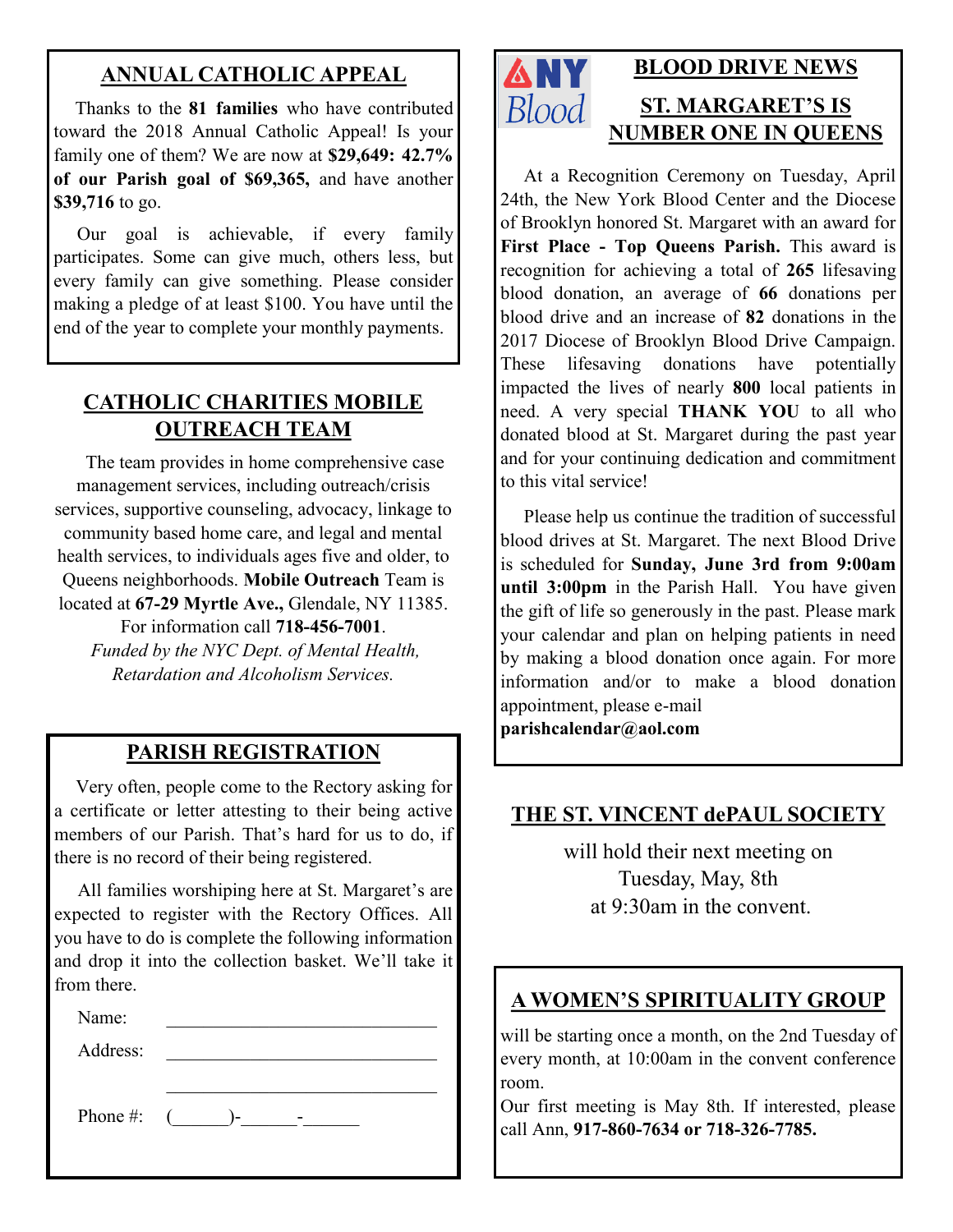## ANNUAL CATHOLIC APPEAL

Thanks to the **81 families** who have contributed toward the 2018 Annual Catholic Appeal! Is your family one of them? We are now at **$29,649: 42.7% of our Parish goal of $69,365,** and have another **$39,716** to go.

Our goal is achievable, if every family participates. Some can give much, others less, but every family can give something. Please consider making a pledge of at least $100. You have until the end of the year to complete your monthly payments.

## CATHOLIC CHARITIES MOBILE OUTREACH TEAM

The team provides in home comprehensive case management services, including outreach/crisis services, supportive counseling, advocacy, linkage to community based home care, and legal and mental health services, to individuals ages five and older, to Queens neighborhoods. **Mobile Outreach** Team is located at **67-29 Myrtle Ave.,** Glendale, NY 11385. For information call **718-456-7001**.

*Funded by the NYC Dept. of Mental Health, Retardation and Alcoholism Services.*

## PARISH REGISTRATION

Very often, people come to the Rectory asking for a certificate or letter attesting to their being active members of our Parish. That's hard for us to do, if there is no record of their being registered.

All families worshiping here at St. Margaret's are expected to register with the Rectory Offices. All you have to do is complete the following information and drop it into the collection basket. We'll take it from there.

Name: ______________________________

Address: ______________________________

______________________________

Phone #: (______)-______-______

## BLOOD DRIVE NEWS

NY Blood

### ST. MARGARET'S IS NUMBER ONE IN QUEENS

At a Recognition Ceremony on Tuesday, April 24th, the New York Blood Center and the Diocese of Brooklyn honored St. Margaret with an award for **First Place - Top Queens Parish.** This award is recognition for achieving a total of **265** lifesaving blood donation, an average of **66** donations per blood drive and an increase of **82** donations in the 2017 Diocese of Brooklyn Blood Drive Campaign. These lifesaving donations have potentially impacted the lives of nearly **800** local patients in need. A very special **THANK YOU** to all who donated blood at St. Margaret during the past year and for your continuing dedication and commitment to this vital service!

Please help us continue the tradition of successful blood drives at St. Margaret. The next Blood Drive is scheduled for **Sunday, June 3rd from 9:00am until 3:00pm** in the Parish Hall. You have given the gift of life so generously in the past. Please mark your calendar and plan on helping patients in need by making a blood donation once again. For more information and/or to make a blood donation appointment, please e-mail **parishcalendar@aol.com**

## THE ST. VINCENT dePAUL SOCIETY

will hold their next meeting on Tuesday, May, 8th at 9:30am in the convent.

## A WOMEN'S SPIRITUALITY GROUP

will be starting once a month, on the 2nd Tuesday of every month, at 10:00am in the convent conference room.

Our first meeting is May 8th. If interested, please call Ann, **917-860-7634 or 718-326-7785.**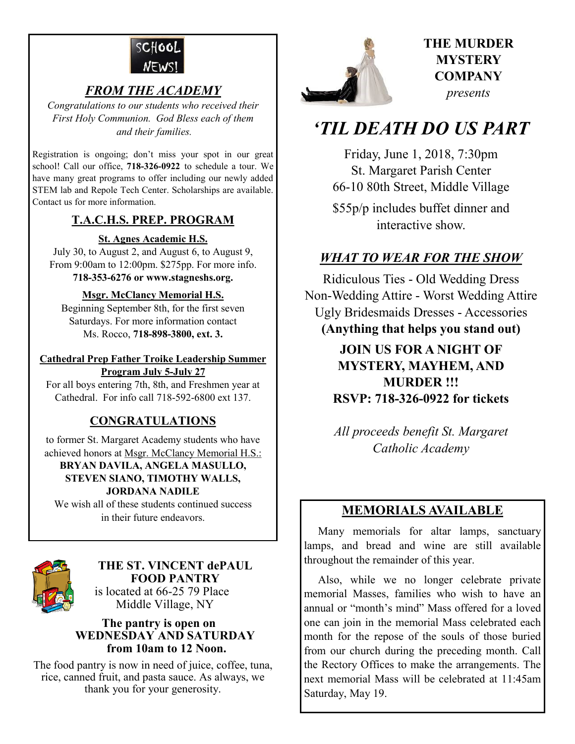SCHOOL NEWS!

## *FROM THE ACADEMY*

*Congratulations to our students who received their First Holy Communion. God Bless each of them and their families.*

Registration is ongoing; don't miss your spot in our great school! Call our office, **718-326-0922** to schedule a tour. We have many great programs to offer including our newly added STEM lab and Repole Tech Center. Scholarships are available. Contact us for more information.

## T.A.C.H.S. PREP. PROGRAM

**St. Agnes Academic H.S.**

July 30, to August 2, and August 6, to August 9, From 9:00am to 12:00pm. $275pp. For more info. **718-353-6276 or www.stagneshs.org.**

**Msgr. McClancy Memorial H.S.**

Beginning September 8th, for the first seven Saturdays. For more information contact Ms. Rocco, **718-898-3800, ext. 3.**

**Cathedral Prep Father Troike Leadership Summer Program July 5-July 27**

For all boys entering 7th, 8th, and Freshmen year at Cathedral. For info call 718-592-6800 ext 137.

## CONGRATULATIONS

to former St. Margaret Academy students who have achieved honors at Msgr. McClancy Memorial H.S.:

**BRYAN DAVILA, ANGELA MASULLO, STEVEN SIANO, TIMOTHY WALLS, JORDANA NADILE**

We wish all of these students continued success in their future endeavors.

## THE ST. VINCENT dePAUL FOOD PANTRY

is located at 66-25 79 Place Middle Village, NY

**The pantry is open on WEDNESDAY AND SATURDAY from 10am to 12 Noon.**

The food pantry is now in need of juice, coffee, tuna, rice, canned fruit, and pasta sauce. As always, we thank you for your generosity.

**THE MURDER MYSTERY COMPANY**

*presents*

# *'TIL DEATH DO US PART*

Friday, June 1, 2018, 7:30pm
St. Margaret Parish Center
66-10 80th Street, Middle Village

$55p/p includes buffet dinner and interactive show.

## *WHAT TO WEAR FOR THE SHOW*

Ridiculous Ties - Old Wedding Dress
Non-Wedding Attire - Worst Wedding Attire
Ugly Bridesmaids Dresses - Accessories
**(Anything that helps you stand out)**

**JOIN US FOR A NIGHT OF MYSTERY, MAYHEM, AND MURDER !!!**
**RSVP: 718-326-0922 for tickets**

*All proceeds benefit St. Margaret Catholic Academy*

## MEMORIALS AVAILABLE

Many memorials for altar lamps, sanctuary lamps, and bread and wine are still available throughout the remainder of this year.

Also, while we no longer celebrate private memorial Masses, families who wish to have an annual or "month's mind" Mass offered for a loved one can join in the memorial Mass celebrated each month for the repose of the souls of those buried from our church during the preceding month. Call the Rectory Offices to make the arrangements. The next memorial Mass will be celebrated at 11:45am Saturday, May 19.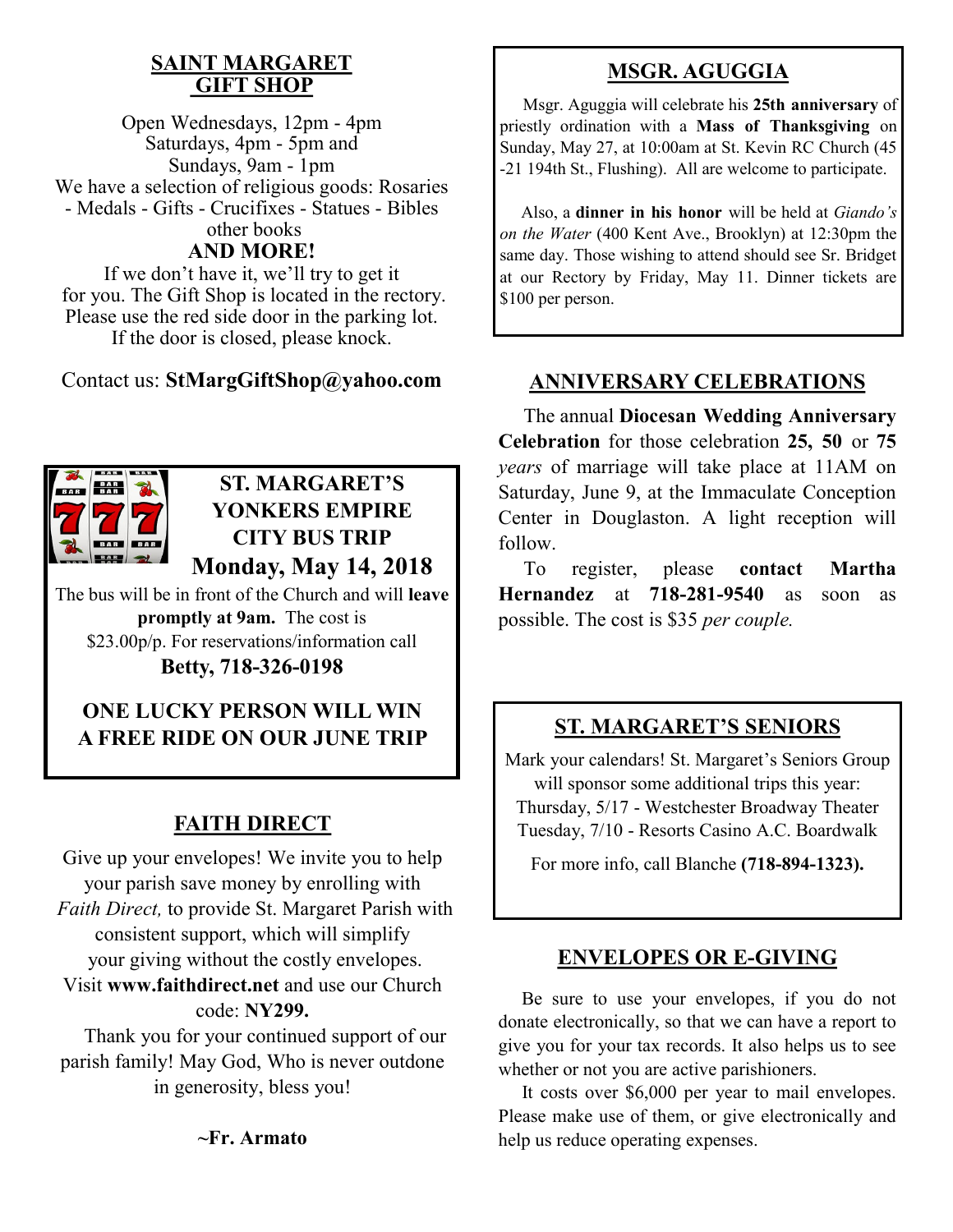## SAINT MARGARET GIFT SHOP

Open Wednesdays, 12pm - 4pm
Saturdays, 4pm - 5pm and
Sundays, 9am - 1pm
We have a selection of religious goods: Rosaries - Medals - Gifts - Crucifixes - Statues - Bibles other books

**AND MORE!**

If we don't have it, we'll try to get it for you. The Gift Shop is located in the rectory. Please use the red side door in the parking lot. If the door is closed, please knock.

Contact us: **StMargGiftShop@yahoo.com**

## ST. MARGARET'S YONKERS EMPIRE CITY BUS TRIP

**Monday, May 14, 2018**

The bus will be in front of the Church and will **leave promptly at 9am.** The cost is $23.00p/p. For reservations/information call
**Betty, 718-326-0198**

**ONE LUCKY PERSON WILL WIN A FREE RIDE ON OUR JUNE TRIP**

## FAITH DIRECT

Give up your envelopes! We invite you to help your parish save money by enrolling with *Faith Direct,* to provide St. Margaret Parish with consistent support, which will simplify your giving without the costly envelopes. Visit **www.faithdirect.net** and use our Church code: **NY299.**

Thank you for your continued support of our parish family! May God, Who is never outdone in generosity, bless you!

**~Fr. Armato**

## MSGR. AGUGGIA

Msgr. Aguggia will celebrate his **25th anniversary** of priestly ordination with a **Mass of Thanksgiving** on Sunday, May 27, at 10:00am at St. Kevin RC Church (45-21 194th St., Flushing). All are welcome to participate.

Also, a **dinner in his honor** will be held at *Giando's on the Water* (400 Kent Ave., Brooklyn) at 12:30pm the same day. Those wishing to attend should see Sr. Bridget at our Rectory by Friday, May 11. Dinner tickets are $100 per person.

## ANNIVERSARY CELEBRATIONS

The annual **Diocesan Wedding Anniversary Celebration** for those celebration **25, 50** or **75** *years* of marriage will take place at 11AM on Saturday, June 9, at the Immaculate Conception Center in Douglaston. A light reception will follow.

To register, please **contact Martha Hernandez** at **718-281-9540** as soon as possible. The cost is $35 *per couple.*

## ST. MARGARET'S SENIORS

Mark your calendars! St. Margaret's Seniors Group will sponsor some additional trips this year:
Thursday, 5/17 - Westchester Broadway Theater
Tuesday, 7/10 - Resorts Casino A.C. Boardwalk

For more info, call Blanche **(718-894-1323).**

## ENVELOPES OR E-GIVING

Be sure to use your envelopes, if you do not donate electronically, so that we can have a report to give you for your tax records. It also helps us to see whether or not you are active parishioners.

It costs over $6,000 per year to mail envelopes. Please make use of them, or give electronically and help us reduce operating expenses.